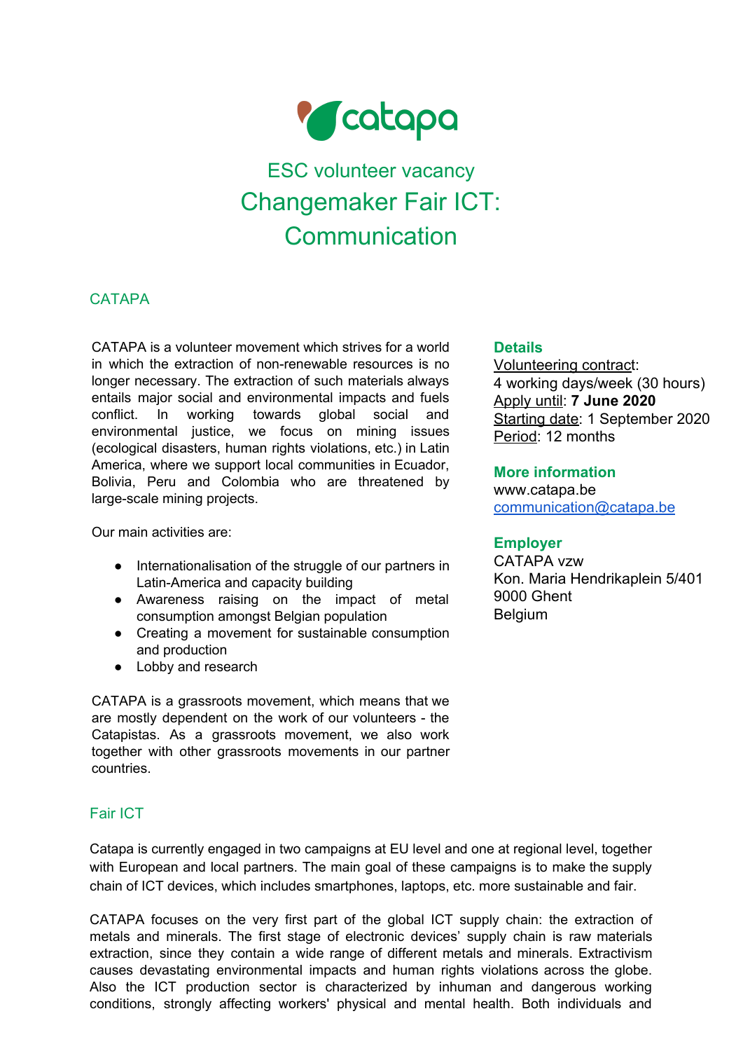# catapa

## ESC volunteer vacancy

# Changemaker Fair ICT: Communication

## CATAPA

CATAPA is a volunteer movement which strives for a world in which the extraction of non-renewable resources is no longer necessary. The extraction of such materials always entails major social and environmental impacts and fuels conflict. In working towards global social and environmental justice, we focus on mining issues (ecological disasters, human rights violations, etc.) in Latin America, where we support local communities in Ecuador, Bolivia, Peru and Colombia who are threatened by large-scale mining projects.

Our main activities are:

- Internationalisation of the struggle of our partners in Latin-America and capacity building
- Awareness raising on the impact of metal consumption amongst Belgian population
- Creating a movement for sustainable consumption and production
- Lobby and research

CATAPA is a grassroots movement, which means that we are mostly dependent on the work of our volunteers - the Catapistas. As a grassroots movement, we also work together with other grassroots movements in our partner countries.

### Details

Volunteering contract:
4 working days/week (30 hours)
Apply until: **7 June 2020**
Starting date: 1 September 2020
Period: 12 months

### More information

www.catapa.be
communication@catapa.be

### Employer

CATAPA vzw
Kon. Maria Hendrikaplein 5/401
9000 Ghent
Belgium

## Fair ICT

Catapa is currently engaged in two campaigns at EU level and one at regional level, together with European and local partners. The main goal of these campaigns is to make the supply chain of ICT devices, which includes smartphones, laptops, etc. more sustainable and fair.

CATAPA focuses on the very first part of the global ICT supply chain: the extraction of metals and minerals. The first stage of electronic devices' supply chain is raw materials extraction, since they contain a wide range of different metals and minerals. Extractivism causes devastating environmental impacts and human rights violations across the globe. Also the ICT production sector is characterized by inhuman and dangerous working conditions, strongly affecting workers' physical and mental health. Both individuals and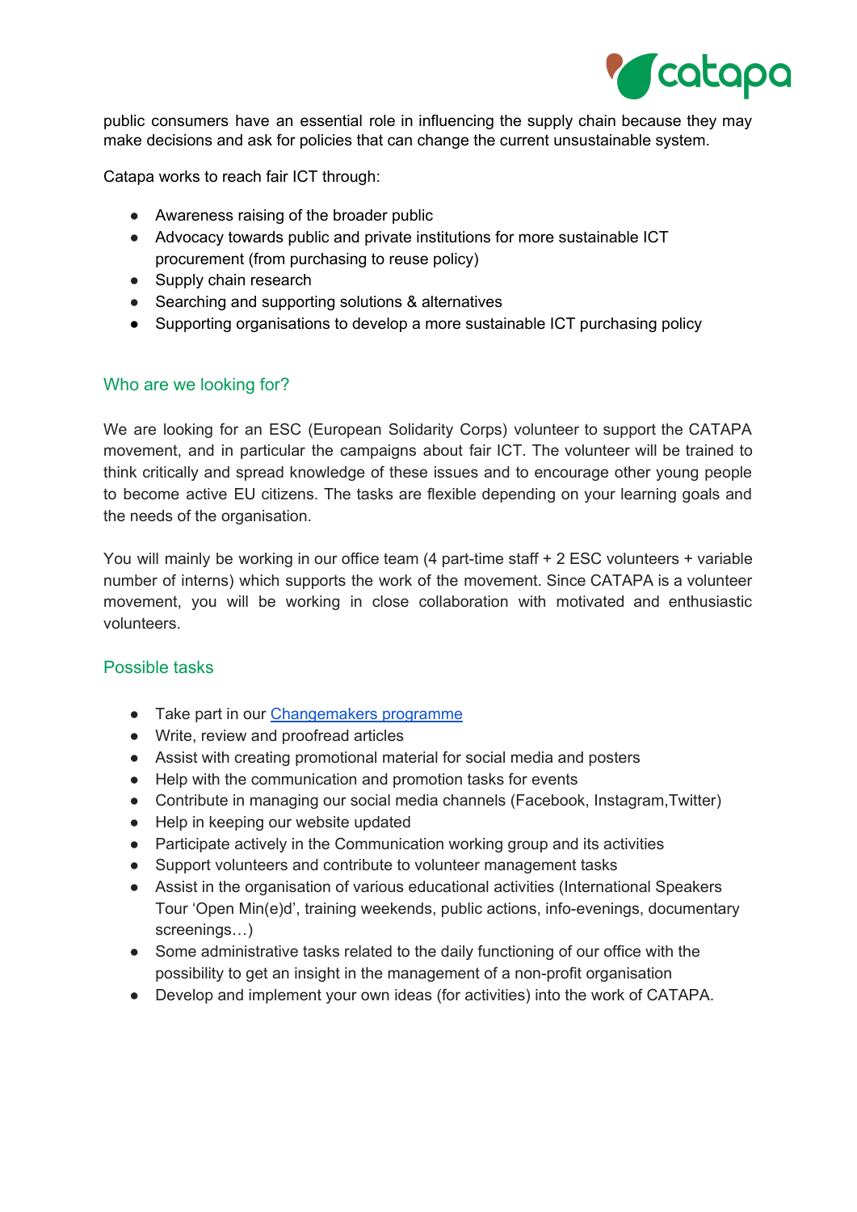public consumers have an essential role in influencing the supply chain because they may make decisions and ask for policies that can change the current unsustainable system.

Catapa works to reach fair ICT through:

- Awareness raising of the broader public
- Advocacy towards public and private institutions for more sustainable ICT procurement (from purchasing to reuse policy)
- Supply chain research
- Searching and supporting solutions & alternatives
- Supporting organisations to develop a more sustainable ICT purchasing policy

## Who are we looking for?

We are looking for an ESC (European Solidarity Corps) volunteer to support the CATAPA movement, and in particular the campaigns about fair ICT. The volunteer will be trained to think critically and spread knowledge of these issues and to encourage other young people to become active EU citizens. The tasks are flexible depending on your learning goals and the needs of the organisation.

You will mainly be working in our office team (4 part-time staff + 2 ESC volunteers + variable number of interns) which supports the work of the movement. Since CATAPA is a volunteer movement, you will be working in close collaboration with motivated and enthusiastic volunteers.

## Possible tasks

- Take part in our Changemakers programme
- Write, review and proofread articles
- Assist with creating promotional material for social media and posters
- Help with the communication and promotion tasks for events
- Contribute in managing our social media channels (Facebook, Instagram,Twitter)
- Help in keeping our website updated
- Participate actively in the Communication working group and its activities
- Support volunteers and contribute to volunteer management tasks
- Assist in the organisation of various educational activities (International Speakers Tour 'Open Min(e)d', training weekends, public actions, info-evenings, documentary screenings…)
- Some administrative tasks related to the daily functioning of our office with the possibility to get an insight in the management of a non-profit organisation
- Develop and implement your own ideas (for activities) into the work of CATAPA.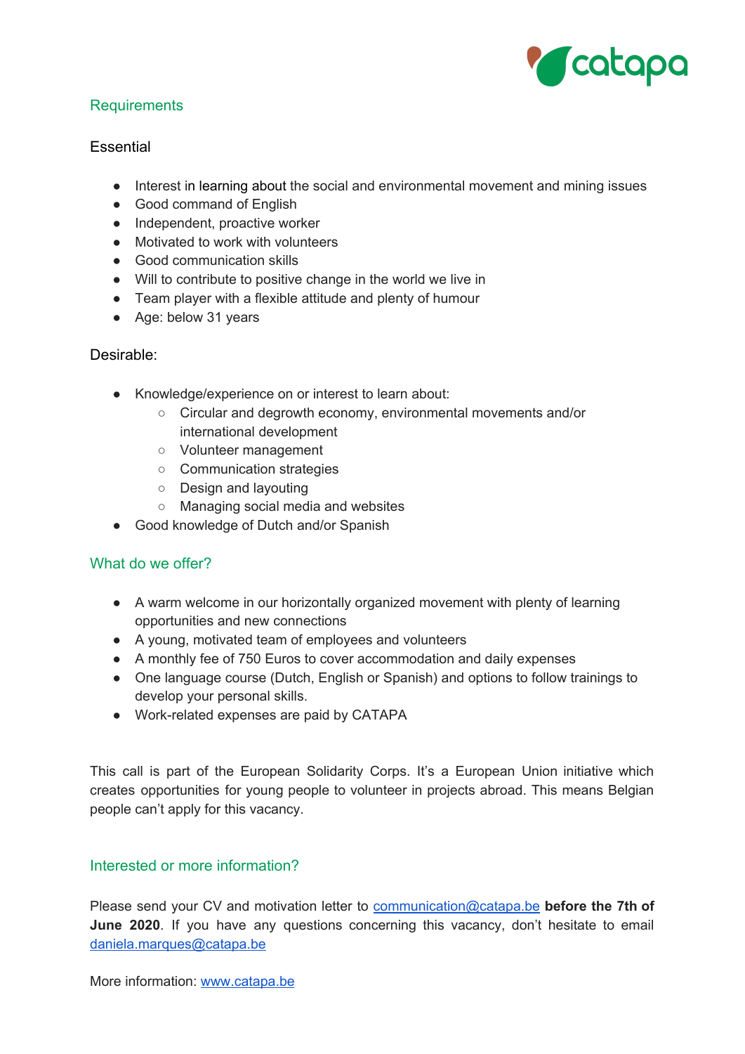## Requirements

### Essential

- Interest in learning about the social and environmental movement and mining issues
- Good command of English
- Independent, proactive worker
- Motivated to work with volunteers
- Good communication skills
- Will to contribute to positive change in the world we live in
- Team player with a flexible attitude and plenty of humour
- Age: below 31 years

### Desirable:

- Knowledge/experience on or interest to learn about:
  - Circular and degrowth economy, environmental movements and/or international development
  - Volunteer management
  - Communication strategies
  - Design and layouting
  - Managing social media and websites
- Good knowledge of Dutch and/or Spanish

## What do we offer?

- A warm welcome in our horizontally organized movement with plenty of learning opportunities and new connections
- A young, motivated team of employees and volunteers
- A monthly fee of 750 Euros to cover accommodation and daily expenses
- One language course (Dutch, English or Spanish) and options to follow trainings to develop your personal skills.
- Work-related expenses are paid by CATAPA

This call is part of the European Solidarity Corps. It's a European Union initiative which creates opportunities for young people to volunteer in projects abroad. This means Belgian people can't apply for this vacancy.

## Interested or more information?

Please send your CV and motivation letter to communication@catapa.be **before the 7th of June 2020**. If you have any questions concerning this vacancy, don't hesitate to email daniela.marques@catapa.be

More information: www.catapa.be